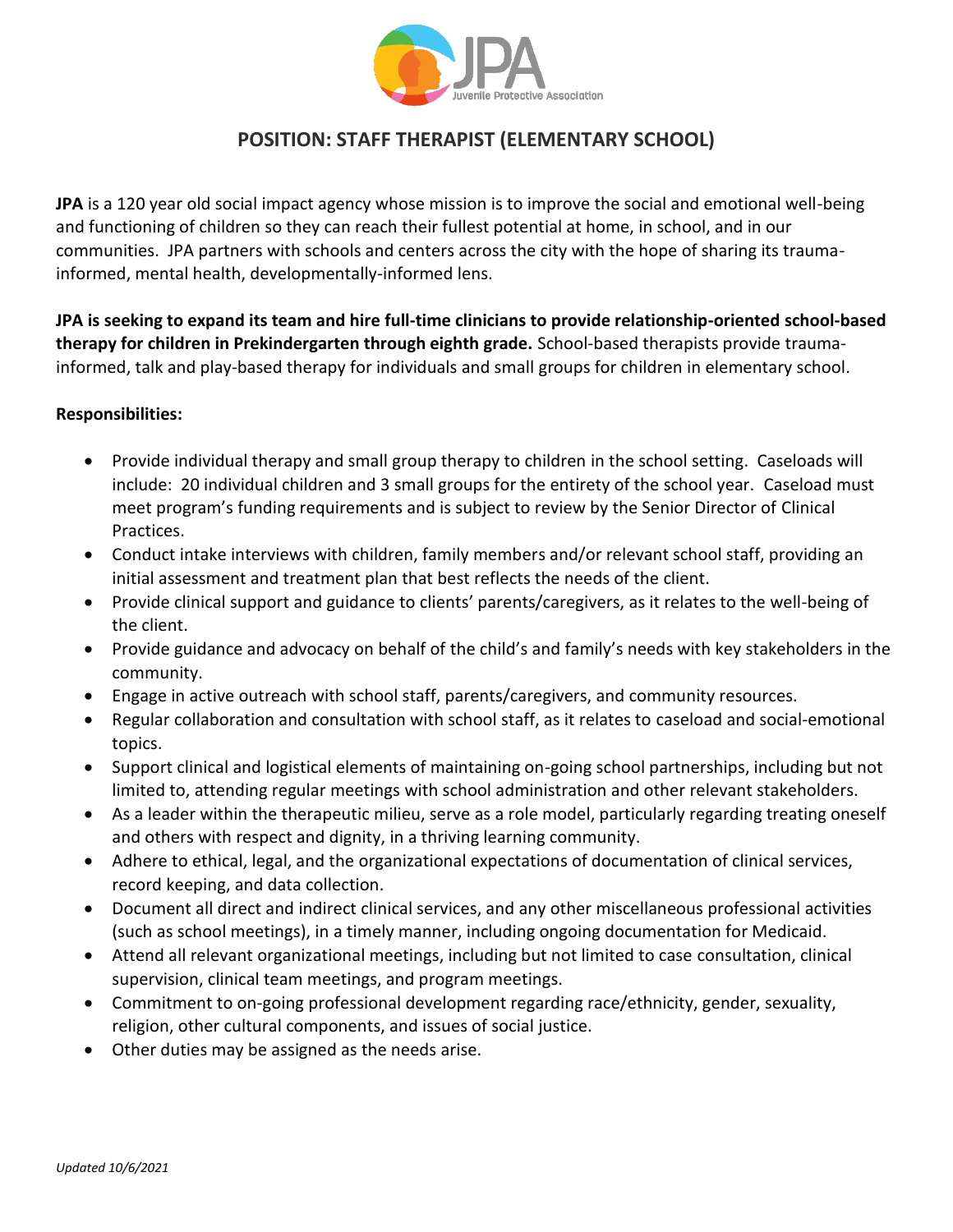# POSITION: STAFF THERAPIST (ELEMENTARY SCHOOL)

**JPA** is a 120 year old social impact agency whose mission is to improve the social and emotional well-being and functioning of children so they can reach their fullest potential at home, in school, and in our communities. JPA partners with schools and centers across the city with the hope of sharing its trauma-informed, mental health, developmentally-informed lens.

**JPA is seeking to expand its team and hire full-time clinicians to provide relationship-oriented school-based therapy for children in Prekindergarten through eighth grade.** School-based therapists provide trauma-informed, talk and play-based therapy for individuals and small groups for children in elementary school.

**Responsibilities:**

- Provide individual therapy and small group therapy to children in the school setting. Caseloads will include: 20 individual children and 3 small groups for the entirety of the school year. Caseload must meet program's funding requirements and is subject to review by the Senior Director of Clinical Practices.
- Conduct intake interviews with children, family members and/or relevant school staff, providing an initial assessment and treatment plan that best reflects the needs of the client.
- Provide clinical support and guidance to clients' parents/caregivers, as it relates to the well-being of the client.
- Provide guidance and advocacy on behalf of the child's and family's needs with key stakeholders in the community.
- Engage in active outreach with school staff, parents/caregivers, and community resources.
- Regular collaboration and consultation with school staff, as it relates to caseload and social-emotional topics.
- Support clinical and logistical elements of maintaining on-going school partnerships, including but not limited to, attending regular meetings with school administration and other relevant stakeholders.
- As a leader within the therapeutic milieu, serve as a role model, particularly regarding treating oneself and others with respect and dignity, in a thriving learning community.
- Adhere to ethical, legal, and the organizational expectations of documentation of clinical services, record keeping, and data collection.
- Document all direct and indirect clinical services, and any other miscellaneous professional activities (such as school meetings), in a timely manner, including ongoing documentation for Medicaid.
- Attend all relevant organizational meetings, including but not limited to case consultation, clinical supervision, clinical team meetings, and program meetings.
- Commitment to on-going professional development regarding race/ethnicity, gender, sexuality, religion, other cultural components, and issues of social justice.
- Other duties may be assigned as the needs arise.

*Updated 10/6/2021*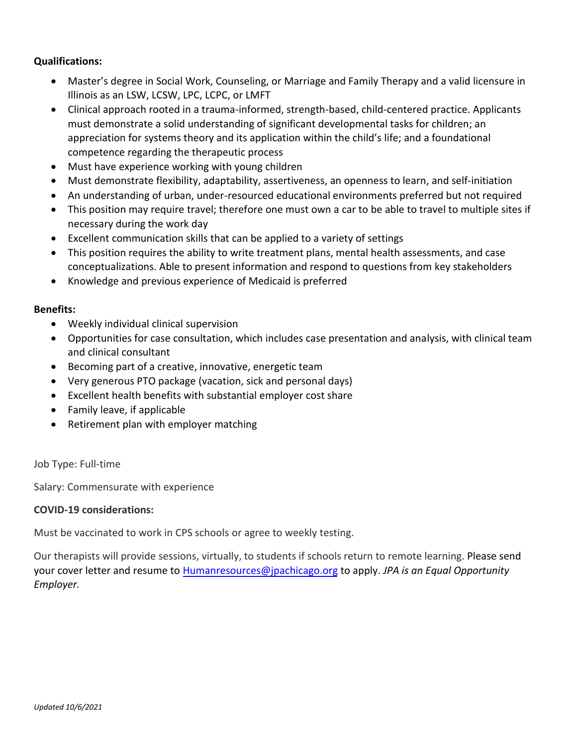**Qualifications:**

- Master's degree in Social Work, Counseling, or Marriage and Family Therapy and a valid licensure in Illinois as an LSW, LCSW, LPC, LCPC, or LMFT
- Clinical approach rooted in a trauma-informed, strength-based, child-centered practice. Applicants must demonstrate a solid understanding of significant developmental tasks for children; an appreciation for systems theory and its application within the child's life; and a foundational competence regarding the therapeutic process
- Must have experience working with young children
- Must demonstrate flexibility, adaptability, assertiveness, an openness to learn, and self-initiation
- An understanding of urban, under-resourced educational environments preferred but not required
- This position may require travel; therefore one must own a car to be able to travel to multiple sites if necessary during the work day
- Excellent communication skills that can be applied to a variety of settings
- This position requires the ability to write treatment plans, mental health assessments, and case conceptualizations. Able to present information and respond to questions from key stakeholders
- Knowledge and previous experience of Medicaid is preferred

**Benefits:**

- Weekly individual clinical supervision
- Opportunities for case consultation, which includes case presentation and analysis, with clinical team and clinical consultant
- Becoming part of a creative, innovative, energetic team
- Very generous PTO package (vacation, sick and personal days)
- Excellent health benefits with substantial employer cost share
- Family leave, if applicable
- Retirement plan with employer matching

Job Type: Full-time

Salary: Commensurate with experience

**COVID-19 considerations:**

Must be vaccinated to work in CPS schools or agree to weekly testing.

Our therapists will provide sessions, virtually, to students if schools return to remote learning. Please send your cover letter and resume to Humanresources@jpachicago.org to apply. *JPA is an Equal Opportunity Employer.*

*Updated 10/6/2021*